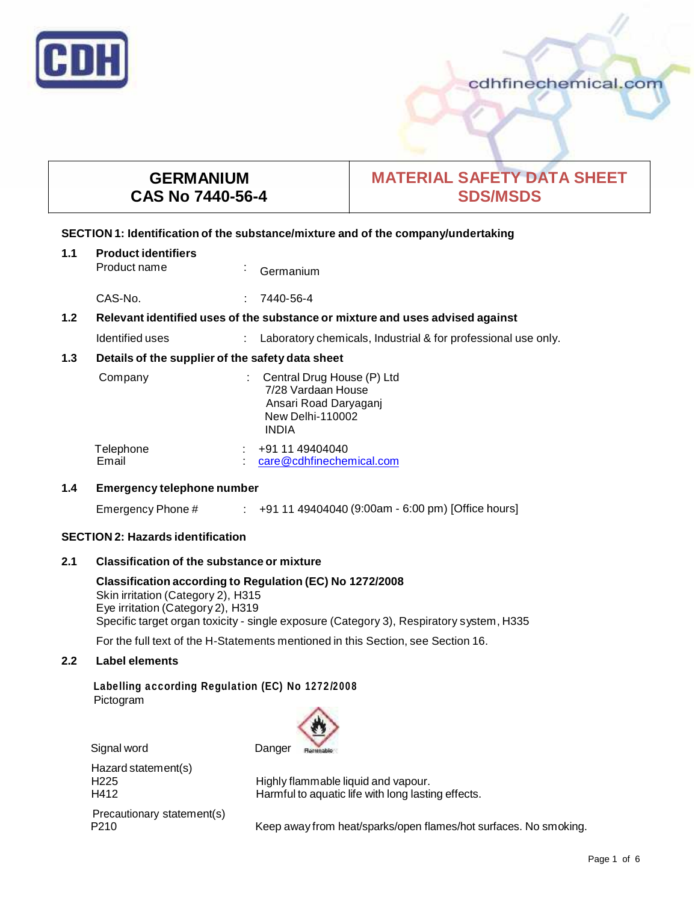cdhfinechemical.com

| GERMANIUM<br>CAS No 7440-56-4 | MATERIAL SAFETY DATA SHEET<br>SDS/MSDS |
|---|---|

## SECTION 1: Identification of the substance/mixture and of the company/undertaking

### 1.1 Product identifiers

Product name : Germanium

CAS-No. : 7440-56-4

### 1.2 Relevant identified uses of the substance or mixture and uses advised against

Identified uses : Laboratory chemicals, Industrial & for professional use only.

### 1.3 Details of the supplier of the safety data sheet

Company : Central Drug House (P) Ltd
7/28 Vardaan House
Ansari Road Daryaganj
New Delhi-110002
INDIA

Telephone : +91 11 49404040
Email : care@cdhfinechemical.com

### 1.4 Emergency telephone number

Emergency Phone # : +91 11 49404040 (9:00am - 6:00 pm) [Office hours]

## SECTION 2: Hazards identification

### 2.1 Classification of the substance or mixture

**Classification according to Regulation (EC) No 1272/2008**
Skin irritation (Category 2), H315
Eye irritation (Category 2), H319
Specific target organ toxicity - single exposure (Category 3), Respiratory system, H335

For the full text of the H-Statements mentioned in this Section, see Section 16.

### 2.2 Label elements

**Labelling according Regulation (EC) No 1272/2008**
Pictogram

Signal word Danger

Hazard statement(s)
H225 Highly flammable liquid and vapour.
H412 Harmful to aquatic life with long lasting effects.

Precautionary statement(s)
P210 Keep away from heat/sparks/open flames/hot surfaces. No smoking.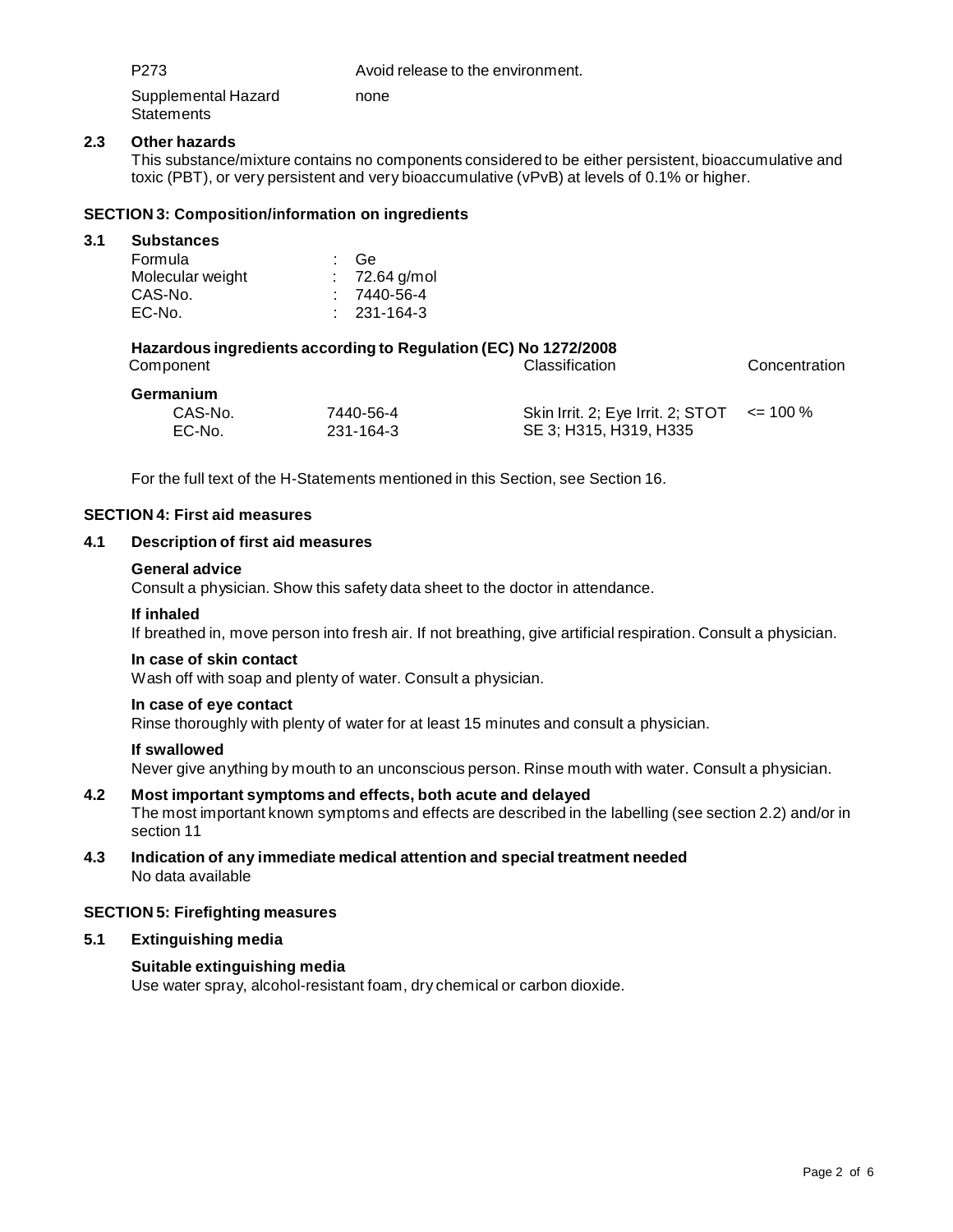| | |
|---|---|
| P273 | Avoid release to the environment. |
| Supplemental Hazard Statements | none |

### 2.3 Other hazards

This substance/mixture contains no components considered to be either persistent, bioaccumulative and toxic (PBT), or very persistent and very bioaccumulative (vPvB) at levels of 0.1% or higher.

## SECTION 3: Composition/information on ingredients

### 3.1 Substances

| | | |
|---|---|---|
| Formula | : | Ge |
| Molecular weight | : | 72.64 g/mol |
| CAS-No. | : | 7440-56-4 |
| EC-No. | : | 231-164-3 |

**Hazardous ingredients according to Regulation (EC) No 1272/2008**

| Component | | Classification | Concentration |
|---|---|---|---|
| **Germanium** | | | |
| CAS-No. EC-No. | 7440-56-4 231-164-3 | Skin Irrit. 2; Eye Irrit. 2; STOT SE 3; H315, H319, H335 | <= 100 % |

For the full text of the H-Statements mentioned in this Section, see Section 16.

## SECTION 4: First aid measures

### 4.1 Description of first aid measures

**General advice**

Consult a physician. Show this safety data sheet to the doctor in attendance.

**If inhaled**

If breathed in, move person into fresh air. If not breathing, give artificial respiration. Consult a physician.

**In case of skin contact**

Wash off with soap and plenty of water. Consult a physician.

**In case of eye contact**

Rinse thoroughly with plenty of water for at least 15 minutes and consult a physician.

**If swallowed**

Never give anything by mouth to an unconscious person. Rinse mouth with water. Consult a physician.

### 4.2 Most important symptoms and effects, both acute and delayed

The most important known symptoms and effects are described in the labelling (see section 2.2) and/or in section 11

### 4.3 Indication of any immediate medical attention and special treatment needed

No data available

## SECTION 5: Firefighting measures

### 5.1 Extinguishing media

**Suitable extinguishing media**

Use water spray, alcohol-resistant foam, dry chemical or carbon dioxide.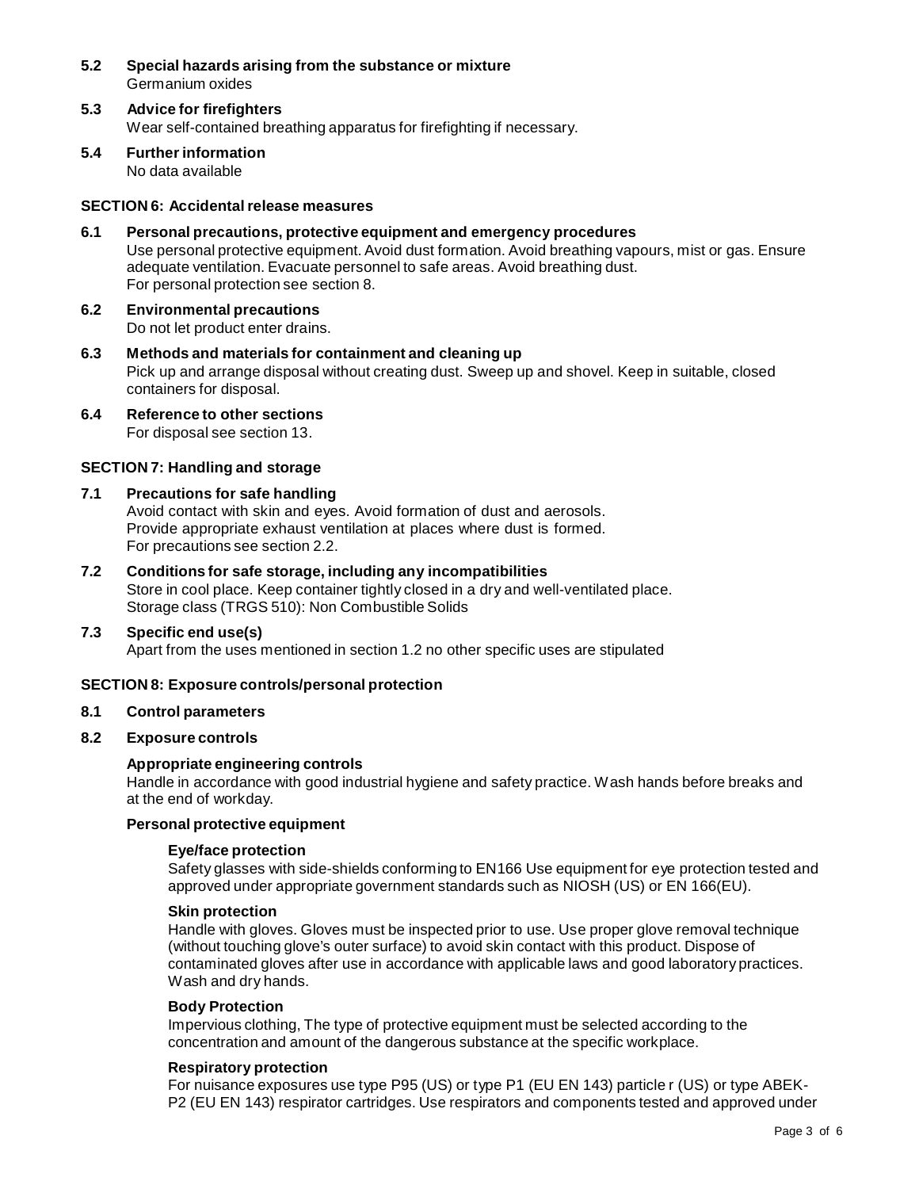### 5.2 Special hazards arising from the substance or mixture

Germanium oxides

### 5.3 Advice for firefighters

Wear self-contained breathing apparatus for firefighting if necessary.

### 5.4 Further information

No data available

## SECTION 6: Accidental release measures

### 6.1 Personal precautions, protective equipment and emergency procedures

Use personal protective equipment. Avoid dust formation. Avoid breathing vapours, mist or gas. Ensure adequate ventilation. Evacuate personnel to safe areas. Avoid breathing dust.
For personal protection see section 8.

### 6.2 Environmental precautions

Do not let product enter drains.

### 6.3 Methods and materials for containment and cleaning up

Pick up and arrange disposal without creating dust. Sweep up and shovel. Keep in suitable, closed containers for disposal.

### 6.4 Reference to other sections

For disposal see section 13.

## SECTION 7: Handling and storage

### 7.1 Precautions for safe handling

Avoid contact with skin and eyes. Avoid formation of dust and aerosols.
Provide appropriate exhaust ventilation at places where dust is formed.
For precautions see section 2.2.

### 7.2 Conditions for safe storage, including any incompatibilities

Store in cool place. Keep container tightly closed in a dry and well-ventilated place.
Storage class (TRGS 510): Non Combustible Solids

### 7.3 Specific end use(s)

Apart from the uses mentioned in section 1.2 no other specific uses are stipulated

## SECTION 8: Exposure controls/personal protection

### 8.1 Control parameters

### 8.2 Exposure controls

**Appropriate engineering controls**

Handle in accordance with good industrial hygiene and safety practice. Wash hands before breaks and at the end of workday.

**Personal protective equipment**

**Eye/face protection**

Safety glasses with side-shields conforming to EN166 Use equipment for eye protection tested and approved under appropriate government standards such as NIOSH (US) or EN 166(EU).

**Skin protection**

Handle with gloves. Gloves must be inspected prior to use. Use proper glove removal technique (without touching glove's outer surface) to avoid skin contact with this product. Dispose of contaminated gloves after use in accordance with applicable laws and good laboratory practices. Wash and dry hands.

**Body Protection**

Impervious clothing, The type of protective equipment must be selected according to the concentration and amount of the dangerous substance at the specific workplace.

**Respiratory protection**

For nuisance exposures use type P95 (US) or type P1 (EU EN 143) particle r (US) or type ABEK-P2 (EU EN 143) respirator cartridges. Use respirators and components tested and approved under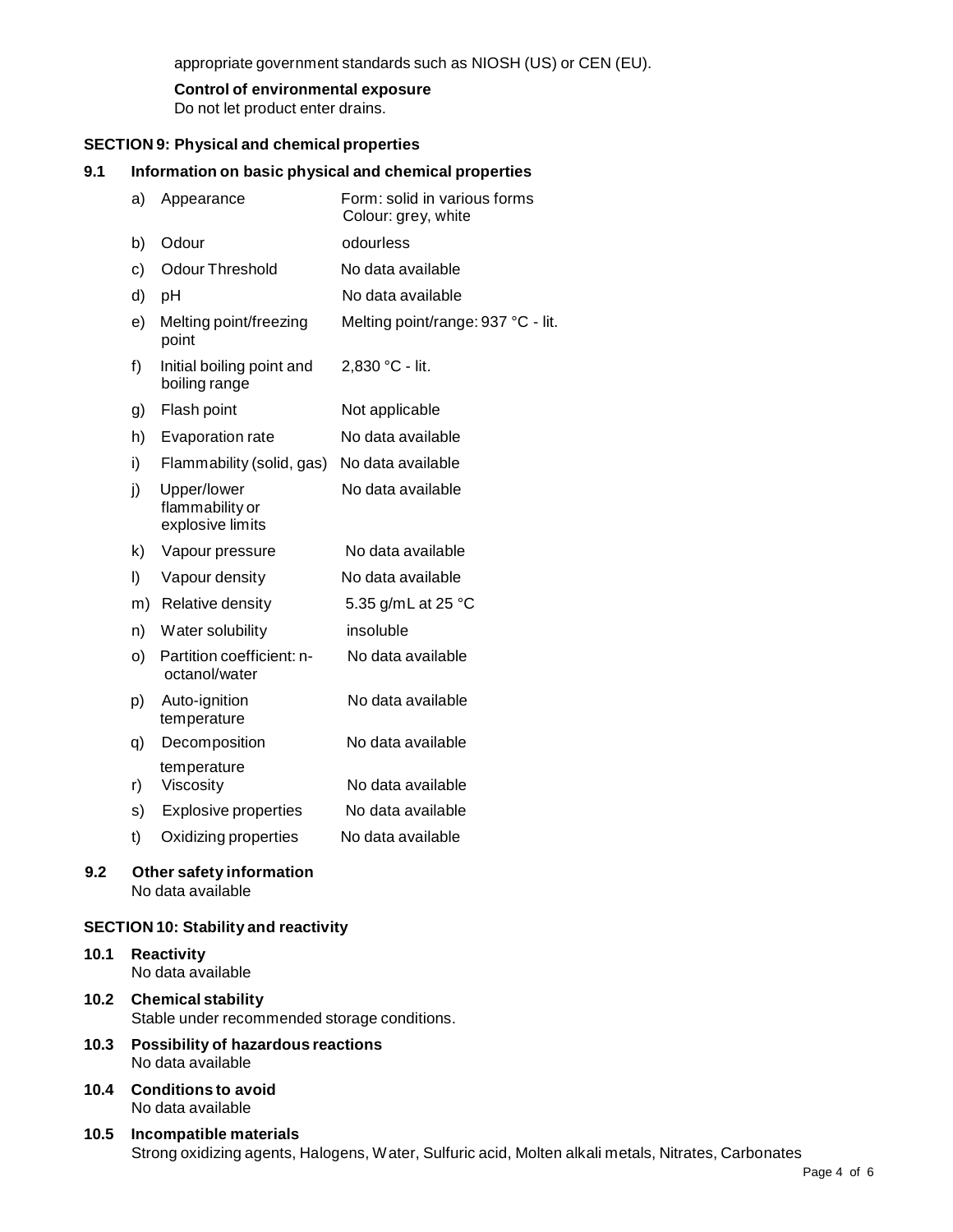appropriate government standards such as NIOSH (US) or CEN (EU).

**Control of environmental exposure**
Do not let product enter drains.

## SECTION 9: Physical and chemical properties

### 9.1 Information on basic physical and chemical properties

| | | |
|---|---|---|
| a) | Appearance | Form: solid in various forms<br>Colour: grey, white |
| b) | Odour | odourless |
| c) | Odour Threshold | No data available |
| d) | pH | No data available |
| e) | Melting point/freezing point | Melting point/range: 937 °C - lit. |
| f) | Initial boiling point and boiling range | 2,830 °C - lit. |
| g) | Flash point | Not applicable |
| h) | Evaporation rate | No data available |
| i) | Flammability (solid, gas) | No data available |
| j) | Upper/lower flammability or explosive limits | No data available |
| k) | Vapour pressure | No data available |
| l) | Vapour density | No data available |
| m) | Relative density | 5.35 g/mL at 25 °C |
| n) | Water solubility | insoluble |
| o) | Partition coefficient: n-octanol/water | No data available |
| p) | Auto-ignition temperature | No data available |
| q) | Decomposition temperature | No data available |
| r) | Viscosity | No data available |
| s) | Explosive properties | No data available |
| t) | Oxidizing properties | No data available |

### 9.2 Other safety information
No data available

## SECTION 10: Stability and reactivity

### 10.1 Reactivity
No data available

### 10.2 Chemical stability
Stable under recommended storage conditions.

### 10.3 Possibility of hazardous reactions
No data available

### 10.4 Conditions to avoid
No data available

### 10.5 Incompatible materials
Strong oxidizing agents, Halogens, Water, Sulfuric acid, Molten alkali metals, Nitrates, Carbonates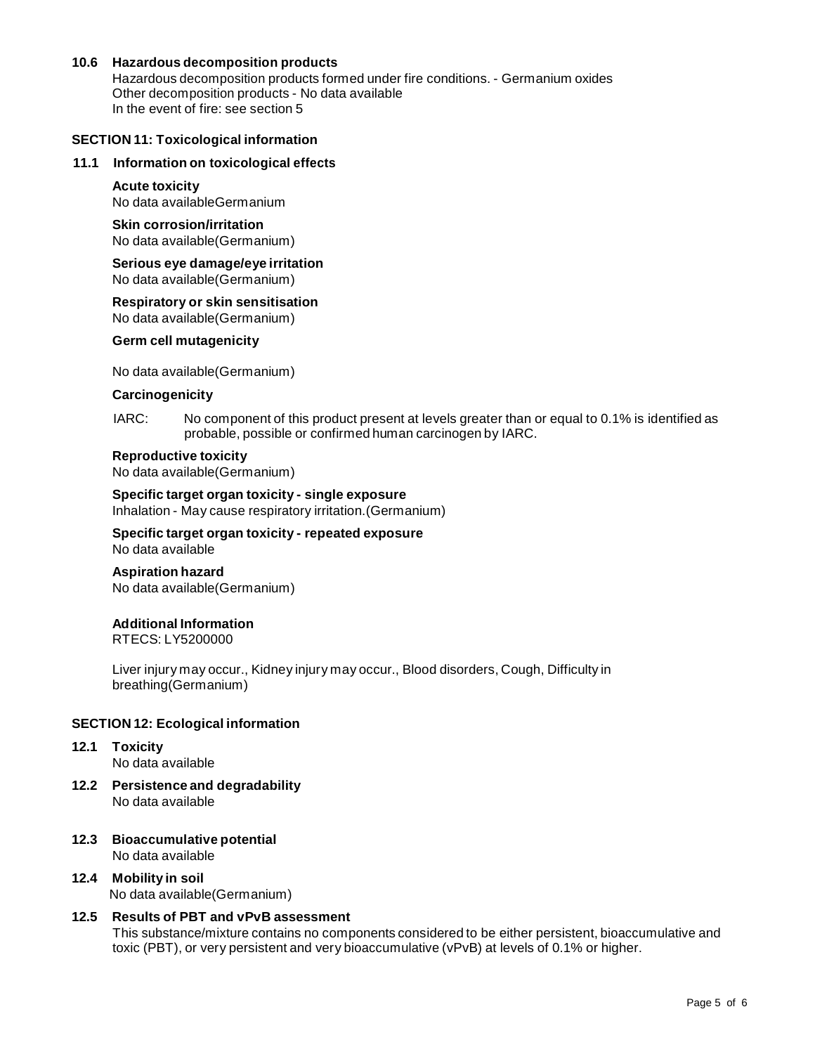### 10.6 Hazardous decomposition products

Hazardous decomposition products formed under fire conditions. - Germanium oxides
Other decomposition products - No data available
In the event of fire: see section 5

## SECTION 11: Toxicological information

### 11.1 Information on toxicological effects

**Acute toxicity**
No data availableGermanium

**Skin corrosion/irritation**
No data available(Germanium)

**Serious eye damage/eye irritation**
No data available(Germanium)

**Respiratory or skin sensitisation**
No data available(Germanium)

**Germ cell mutagenicity**

No data available(Germanium)

**Carcinogenicity**

IARC: No component of this product present at levels greater than or equal to 0.1% is identified as probable, possible or confirmed human carcinogen by IARC.

**Reproductive toxicity**
No data available(Germanium)

**Specific target organ toxicity - single exposure**
Inhalation - May cause respiratory irritation.(Germanium)

**Specific target organ toxicity - repeated exposure**
No data available

**Aspiration hazard**
No data available(Germanium)

**Additional Information**
RTECS: LY5200000

Liver injury may occur., Kidney injury may occur., Blood disorders, Cough, Difficulty in breathing(Germanium)

## SECTION 12: Ecological information

### 12.1 Toxicity

No data available

### 12.2 Persistence and degradability

No data available

### 12.3 Bioaccumulative potential

No data available

### 12.4 Mobility in soil

No data available(Germanium)

### 12.5 Results of PBT and vPvB assessment

This substance/mixture contains no components considered to be either persistent, bioaccumulative and toxic (PBT), or very persistent and very bioaccumulative (vPvB) at levels of 0.1% or higher.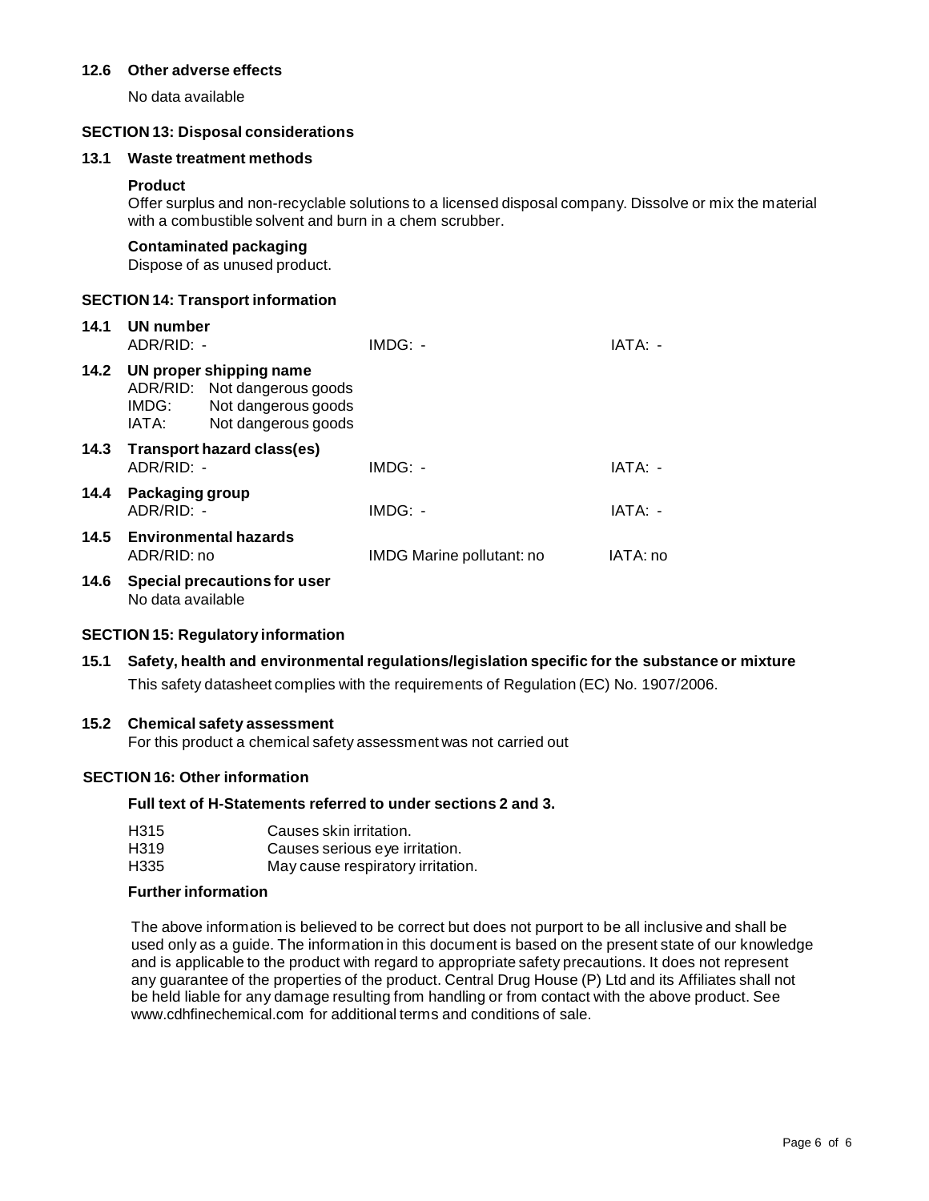### 12.6 Other adverse effects

No data available

## SECTION 13: Disposal considerations

### 13.1 Waste treatment methods

**Product**

Offer surplus and non-recyclable solutions to a licensed disposal company. Dissolve or mix the material with a combustible solvent and burn in a chem scrubber.

**Contaminated packaging**

Dispose of as unused product.

## SECTION 14: Transport information

### 14.1 UN number

| | | |
|---|---|---|
| ADR/RID: - | IMDG: - | IATA: - |

### 14.2 UN proper shipping name

| | |
|---|---|
| ADR/RID: | Not dangerous goods |
| IMDG: | Not dangerous goods |
| IATA: | Not dangerous goods |

### 14.3 Transport hazard class(es)

| | | |
|---|---|---|
| ADR/RID: - | IMDG: - | IATA: - |

### 14.4 Packaging group

| | | |
|---|---|---|
| ADR/RID: - | IMDG: - | IATA: - |

### 14.5 Environmental hazards

| | | |
|---|---|---|
| ADR/RID: no | IMDG Marine pollutant: no | IATA: no |

### 14.6 Special precautions for user

No data available

## SECTION 15: Regulatory information

### 15.1 Safety, health and environmental regulations/legislation specific for the substance or mixture

This safety datasheet complies with the requirements of Regulation (EC) No. 1907/2006.

### 15.2 Chemical safety assessment

For this product a chemical safety assessment was not carried out

## SECTION 16: Other information

**Full text of H-Statements referred to under sections 2 and 3.**

| | |
|---|---|
| H315 | Causes skin irritation. |
| H319 | Causes serious eye irritation. |
| H335 | May cause respiratory irritation. |

**Further information**

The above information is believed to be correct but does not purport to be all inclusive and shall be used only as a guide. The information in this document is based on the present state of our knowledge and is applicable to the product with regard to appropriate safety precautions. It does not represent any guarantee of the properties of the product. Central Drug House (P) Ltd and its Affiliates shall not be held liable for any damage resulting from handling or from contact with the above product. See www.cdhfinechemical.com for additional terms and conditions of sale.